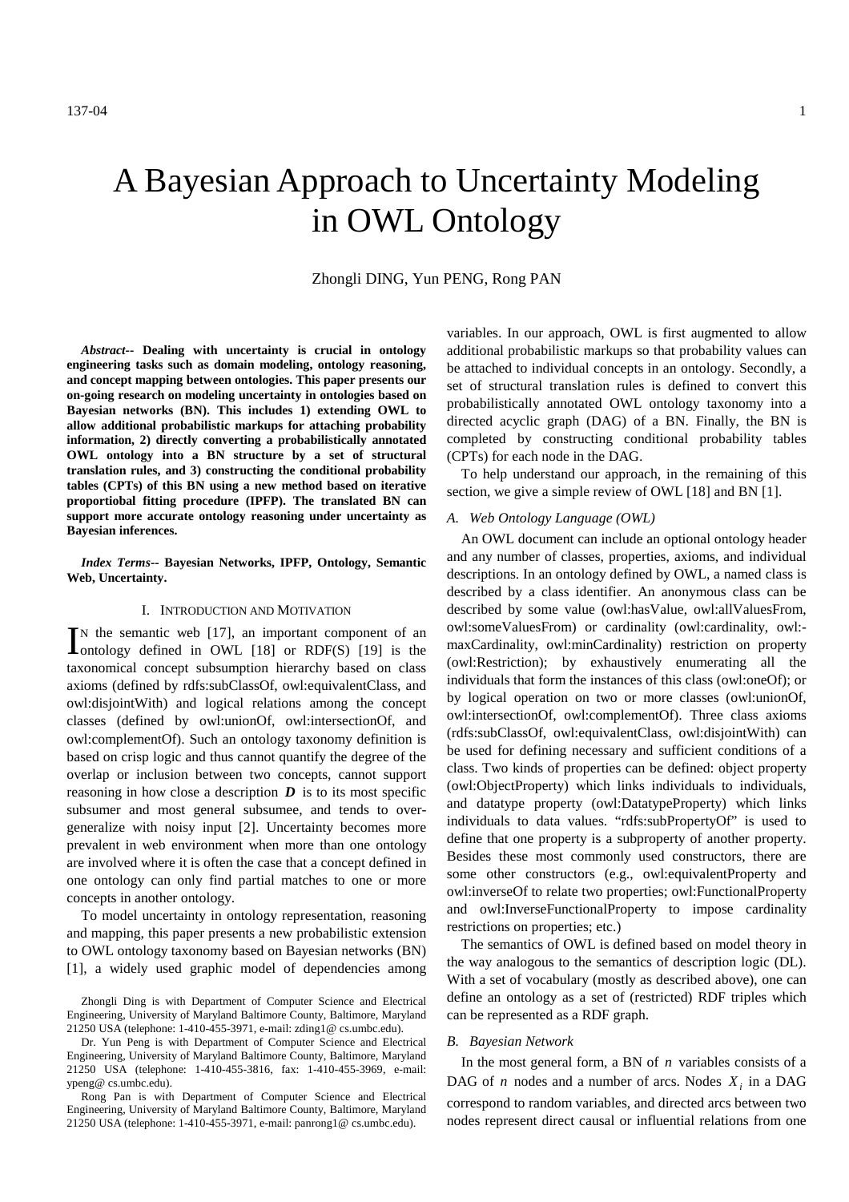# A Bayesian Approach to Uncertainty Modeling in OWL Ontology

Zhongli DING, Yun PENG, Rong PAN

***Abstract*-- Dealing with uncertainty is crucial in ontology engineering tasks such as domain modeling, ontology reasoning, and concept mapping between ontologies. This paper presents our on-going research on modeling uncertainty in ontologies based on Bayesian networks (BN). This includes 1) extending OWL to allow additional probabilistic markups for attaching probability information, 2) directly converting a probabilistically annotated OWL ontology into a BN structure by a set of structural translation rules, and 3) constructing the conditional probability tables (CPTs) of this BN using a new method based on iterative proportiobal fitting procedure (IPFP). The translated BN can support more accurate ontology reasoning under uncertainty as Bayesian inferences.**

***Index Terms*-- Bayesian Networks, IPFP, Ontology, Semantic Web, Uncertainty.**

## I. Introduction and Motivation

In the semantic web [17], an important component of an ontology defined in OWL [18] or RDF(S) [19] is the taxonomical concept subsumption hierarchy based on class axioms (defined by rdfs:subClassOf, owl:equivalentClass, and owl:disjointWith) and logical relations among the concept classes (defined by owl:unionOf, owl:intersectionOf, and owl:complementOf). Such an ontology taxonomy definition is based on crisp logic and thus cannot quantify the degree of the overlap or inclusion between two concepts, cannot support reasoning in how close a description $\boldsymbol{D}$ is to its most specific subsumer and most general subsumee, and tends to over-generalize with noisy input [2]. Uncertainty becomes more prevalent in web environment when more than one ontology are involved where it is often the case that a concept defined in one ontology can only find partial matches to one or more concepts in another ontology.

To model uncertainty in ontology representation, reasoning and mapping, this paper presents a new probabilistic extension to OWL ontology taxonomy based on Bayesian networks (BN) [1], a widely used graphic model of dependencies among variables. In our approach, OWL is first augmented to allow additional probabilistic markups so that probability values can be attached to individual concepts in an ontology. Secondly, a set of structural translation rules is defined to convert this probabilistically annotated OWL ontology taxonomy into a directed acyclic graph (DAG) of a BN. Finally, the BN is completed by constructing conditional probability tables (CPTs) for each node in the DAG.

To help understand our approach, in the remaining of this section, we give a simple review of OWL [18] and BN [1].

### *A. Web Ontology Language (OWL)*

An OWL document can include an optional ontology header and any number of classes, properties, axioms, and individual descriptions. In an ontology defined by OWL, a named class is described by a class identifier. An anonymous class can be described by some value (owl:hasValue, owl:allValuesFrom, owl:someValuesFrom) or cardinality (owl:cardinality, owl:-maxCardinality, owl:minCardinality) restriction on property (owl:Restriction); by exhaustively enumerating all the individuals that form the instances of this class (owl:oneOf); or by logical operation on two or more classes (owl:unionOf, owl:intersectionOf, owl:complementOf). Three class axioms (rdfs:subClassOf, owl:equivalentClass, owl:disjointWith) can be used for defining necessary and sufficient conditions of a class. Two kinds of properties can be defined: object property (owl:ObjectProperty) which links individuals to individuals, and datatype property (owl:DatatypeProperty) which links individuals to data values. "rdfs:subPropertyOf" is used to define that one property is a subproperty of another property. Besides these most commonly used constructors, there are some other constructors (e.g., owl:equivalentProperty and owl:inverseOf to relate two properties; owl:FunctionalProperty and owl:InverseFunctionalProperty to impose cardinality restrictions on properties; etc.)

The semantics of OWL is defined based on model theory in the way analogous to the semantics of description logic (DL). With a set of vocabulary (mostly as described above), one can define an ontology as a set of (restricted) RDF triples which can be represented as a RDF graph.

### *B. Bayesian Network*

In the most general form, a BN of $n$ variables consists of a DAG of $n$ nodes and a number of arcs. Nodes $X_i$ in a DAG correspond to random variables, and directed arcs between two nodes represent direct causal or influential relations from one

Zhongli Ding is with Department of Computer Science and Electrical Engineering, University of Maryland Baltimore County, Baltimore, Maryland 21250 USA (telephone: 1-410-455-3971, e-mail: zding1@ cs.umbc.edu).

Dr. Yun Peng is with Department of Computer Science and Electrical Engineering, University of Maryland Baltimore County, Baltimore, Maryland 21250 USA (telephone: 1-410-455-3816, fax: 1-410-455-3969, e-mail: ypeng@ cs.umbc.edu).

Rong Pan is with Department of Computer Science and Electrical Engineering, University of Maryland Baltimore County, Baltimore, Maryland 21250 USA (telephone: 1-410-455-3971, e-mail: panrong1@ cs.umbc.edu).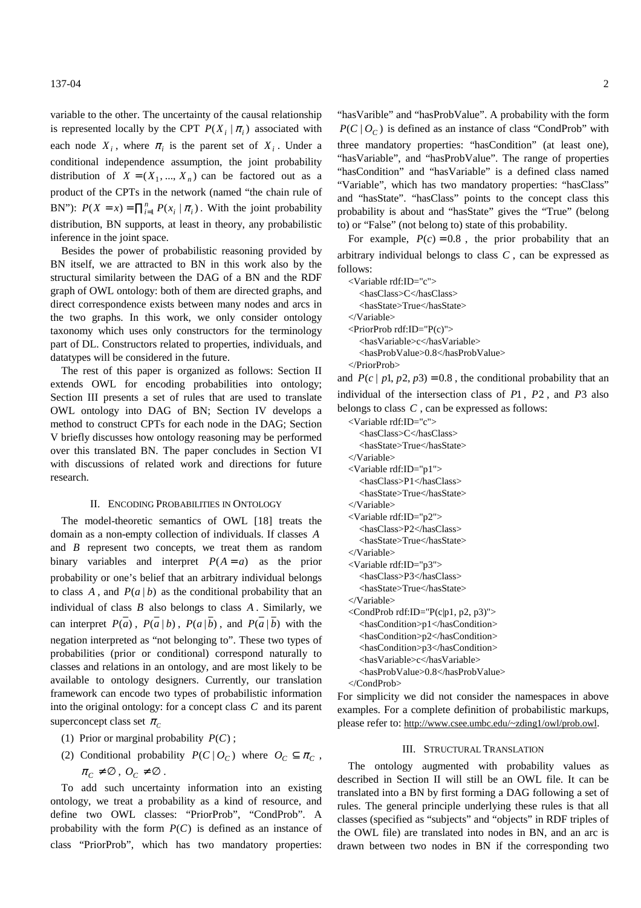variable to the other. The uncertainty of the causal relationship is represented locally by the CPT $P(X_i \mid \pi_i)$ associated with each node $X_i$, where $\pi_i$ is the parent set of $X_i$. Under a conditional independence assumption, the joint probability distribution of $X = (X_1, ..., X_n)$ can be factored out as a product of the CPTs in the network (named "the chain rule of BN"): $P(X = x) = \prod_{i=1}^{n} P(x_i \mid \pi_i)$. With the joint probability distribution, BN supports, at least in theory, any probabilistic inference in the joint space.

Besides the power of probabilistic reasoning provided by BN itself, we are attracted to BN in this work also by the structural similarity between the DAG of a BN and the RDF graph of OWL ontology: both of them are directed graphs, and direct correspondence exists between many nodes and arcs in the two graphs. In this work, we only consider ontology taxonomy which uses only constructors for the terminology part of DL. Constructors related to properties, individuals, and datatypes will be considered in the future.

The rest of this paper is organized as follows: Section II extends OWL for encoding probabilities into ontology; Section III presents a set of rules that are used to translate OWL ontology into DAG of BN; Section IV develops a method to construct CPTs for each node in the DAG; Section V briefly discusses how ontology reasoning may be performed over this translated BN. The paper concludes in Section VI with discussions of related work and directions for future research.

## II. Encoding Probabilities in Ontology

The model-theoretic semantics of OWL [18] treats the domain as a non-empty collection of individuals. If classes $A$ and $B$ represent two concepts, we treat them as random binary variables and interpret $P(A = a)$ as the prior probability or one's belief that an arbitrary individual belongs to class $A$, and $P(a \mid b)$ as the conditional probability that an individual of class $B$ also belongs to class $A$. Similarly, we can interpret $P(\bar{a})$, $P(\bar{a} \mid b)$, $P(a \mid \bar{b})$, and $P(\bar{a} \mid \bar{b})$ with the negation interpreted as "not belonging to". These two types of probabilities (prior or conditional) correspond naturally to classes and relations in an ontology, and are most likely to be available to ontology designers. Currently, our translation framework can encode two types of probabilistic information into the original ontology: for a concept class $C$ and its parent superconcept class set $\pi_C$

(1) Prior or marginal probability $P(C)$;

(2) Conditional probability $P(C \mid O_C)$ where $O_C \subseteq \pi_C$, $\pi_C \neq \emptyset$, $O_C \neq \emptyset$.

To add such uncertainty information into an existing ontology, we treat a probability as a kind of resource, and define two OWL classes: "PriorProb", "CondProb". A probability with the form $P(C)$ is defined as an instance of class "PriorProb", which has two mandatory properties: "hasVarible" and "hasProbValue". A probability with the form $P(C \mid O_C)$ is defined as an instance of class "CondProb" with three mandatory properties: "hasCondition" (at least one), "hasVariable", and "hasProbValue". The range of properties "hasCondition" and "hasVariable" is a defined class named "Variable", which has two mandatory properties: "hasClass" and "hasState". "hasClass" points to the concept class this probability is about and "hasState" gives the "True" (belong to) or "False" (not belong to) state of this probability.

For example, $P(c) = 0.8$, the prior probability that an arbitrary individual belongs to class $C$, can be expressed as follows:

```
<Variable rdf:ID="c">
   <hasClass>C</hasClass>
   <hasState>True</hasState>
</Variable>
<PriorProb rdf:ID="P(c)">
   <hasVariable>c</hasVariable>
   <hasProbValue>0.8</hasProbValue>
</PriorProb>
```

and $P(c \mid p1, p2, p3) = 0.8$, the conditional probability that an individual of the intersection class of $P1$, $P2$, and $P3$ also belongs to class $C$, can be expressed as follows:

```
<Variable rdf:ID="c">
   <hasClass>C</hasClass>
   <hasState>True</hasState>
</Variable>
<Variable rdf:ID="p1">
   <hasClass>P1</hasClass>
   <hasState>True</hasState>
</Variable>
<Variable rdf:ID="p2">
   <hasClass>P2</hasClass>
   <hasState>True</hasState>
</Variable>
<Variable rdf:ID="p3">
   <hasClass>P3</hasClass>
   <hasState>True</hasState>
</Variable>
<CondProb rdf:ID="P(c|p1, p2, p3)">
   <hasCondition>p1</hasCondition>
   <hasCondition>p2</hasCondition>
   <hasCondition>p3</hasCondition>
   <hasVariable>c</hasVariable>
   <hasProbValue>0.8</hasProbValue>
</CondProb>
```

For simplicity we did not consider the namespaces in above examples. For a complete definition of probabilistic markups, please refer to: http://www.csee.umbc.edu/~zding1/owl/prob.owl.

## III. Structural Translation

The ontology augmented with probability values as described in Section II will still be an OWL file. It can be translated into a BN by first forming a DAG following a set of rules. The general principle underlying these rules is that all classes (specified as "subjects" and "objects" in RDF triples of the OWL file) are translated into nodes in BN, and an arc is drawn between two nodes in BN if the corresponding two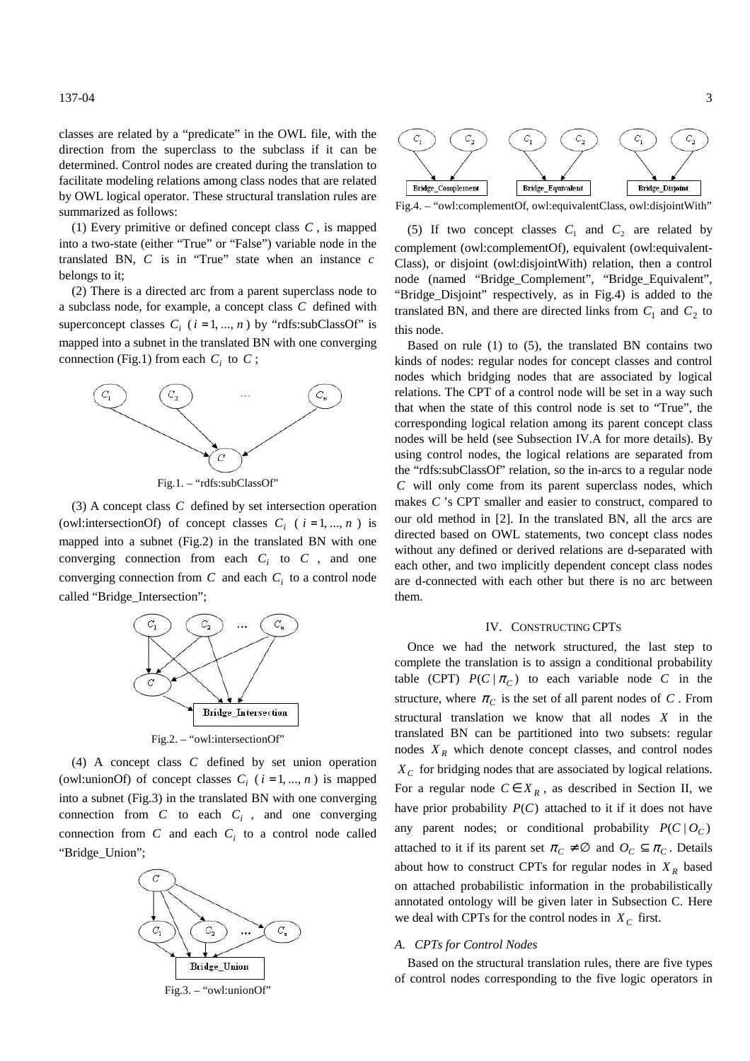classes are related by a "predicate" in the OWL file, with the direction from the superclass to the subclass if it can be determined. Control nodes are created during the translation to facilitate modeling relations among class nodes that are related by OWL logical operator. These structural translation rules are summarized as follows:

(1) Every primitive or defined concept class $C$, is mapped into a two-state (either "True" or "False") variable node in the translated BN, $C$ is in "True" state when an instance $c$ belongs to it;

(2) There is a directed arc from a parent superclass node to a subclass node, for example, a concept class $C$ defined with superconcept classes $C_i$ ($i = 1, ..., n$) by "rdfs:subClassOf" is mapped into a subnet in the translated BN with one converging connection (Fig.1) from each $C_i$ to $C$;

$C_1$

$C_2$

...

$C_n$

$C$

Fig.1. – "rdfs:subClassOf"

(3) A concept class $C$ defined by set intersection operation (owl:intersectionOf) of concept classes $C_i$ ($i = 1, ..., n$) is mapped into a subnet (Fig.2) in the translated BN with one converging connection from each $C_i$ to $C$, and one converging connection from $C$ and each $C_i$ to a control node called "Bridge_Intersection";

$C_1$

$C_2$

...

$C_n$

$C$

Bridge_Intersection

Fig.2. – "owl:intersectionOf"

(4) A concept class $C$ defined by set union operation (owl:unionOf) of concept classes $C_i$ ($i = 1, ..., n$) is mapped into a subnet (Fig.3) in the translated BN with one converging connection from $C$ to each $C_i$, and one converging connection from $C$ and each $C_i$ to a control node called "Bridge_Union";

$C$

$C_1$

$C_2$

...

$C_n$

Bridge_Union

Fig.3. – "owl:unionOf"

$C_1$

$C_2$

Bridge_Complement

$C_1$

$C_2$

Bridge_Equivalent

$C_1$

$C_2$

Bridge_Disjoint

Fig.4. – "owl:complementOf, owl:equivalentClass, owl:disjointWith"

(5) If two concept classes $C_1$ and $C_2$ are related by complement (owl:complementOf), equivalent (owl:equivalent-Class), or disjoint (owl:disjointWith) relation, then a control node (named "Bridge_Complement", "Bridge_Equivalent", "Bridge_Disjoint" respectively, as in Fig.4) is added to the translated BN, and there are directed links from $C_1$ and $C_2$ to this node.

Based on rule (1) to (5), the translated BN contains two kinds of nodes: regular nodes for concept classes and control nodes which bridging nodes that are associated by logical relations. The CPT of a control node will be set in a way such that when the state of this control node is set to "True", the corresponding logical relation among its parent concept class nodes will be held (see Subsection IV.A for more details). By using control nodes, the logical relations are separated from the "rdfs:subClassOf" relation, so the in-arcs to a regular node $C$ will only come from its parent superclass nodes, which makes $C$'s CPT smaller and easier to construct, compared to our old method in [2]. In the translated BN, all the arcs are directed based on OWL statements, two concept class nodes without any defined or derived relations are d-separated with each other, and two implicitly dependent concept class nodes are d-connected with each other but there is no arc between them.

## IV. Constructing CPTs

Once we had the network structured, the last step to complete the translation is to assign a conditional probability table (CPT) $P(C \mid \pi_C)$ to each variable node $C$ in the structure, where $\pi_C$ is the set of all parent nodes of $C$. From structural translation we know that all nodes $X$ in the translated BN can be partitioned into two subsets: regular nodes $X_R$ which denote concept classes, and control nodes $X_C$ for bridging nodes that are associated by logical relations. For a regular node $C \in X_R$, as described in Section II, we have prior probability $P(C)$ attached to it if it does not have any parent nodes; or conditional probability $P(C \mid O_C)$ attached to it if its parent set $\pi_C \neq \emptyset$ and $O_C \subseteq \pi_C$. Details about how to construct CPTs for regular nodes in $X_R$ based on attached probabilistic information in the probabilistically annotated ontology will be given later in Subsection C. Here we deal with CPTs for the control nodes in $X_C$ first.

### A. CPTs for Control Nodes

Based on the structural translation rules, there are five types of control nodes corresponding to the five logic operators in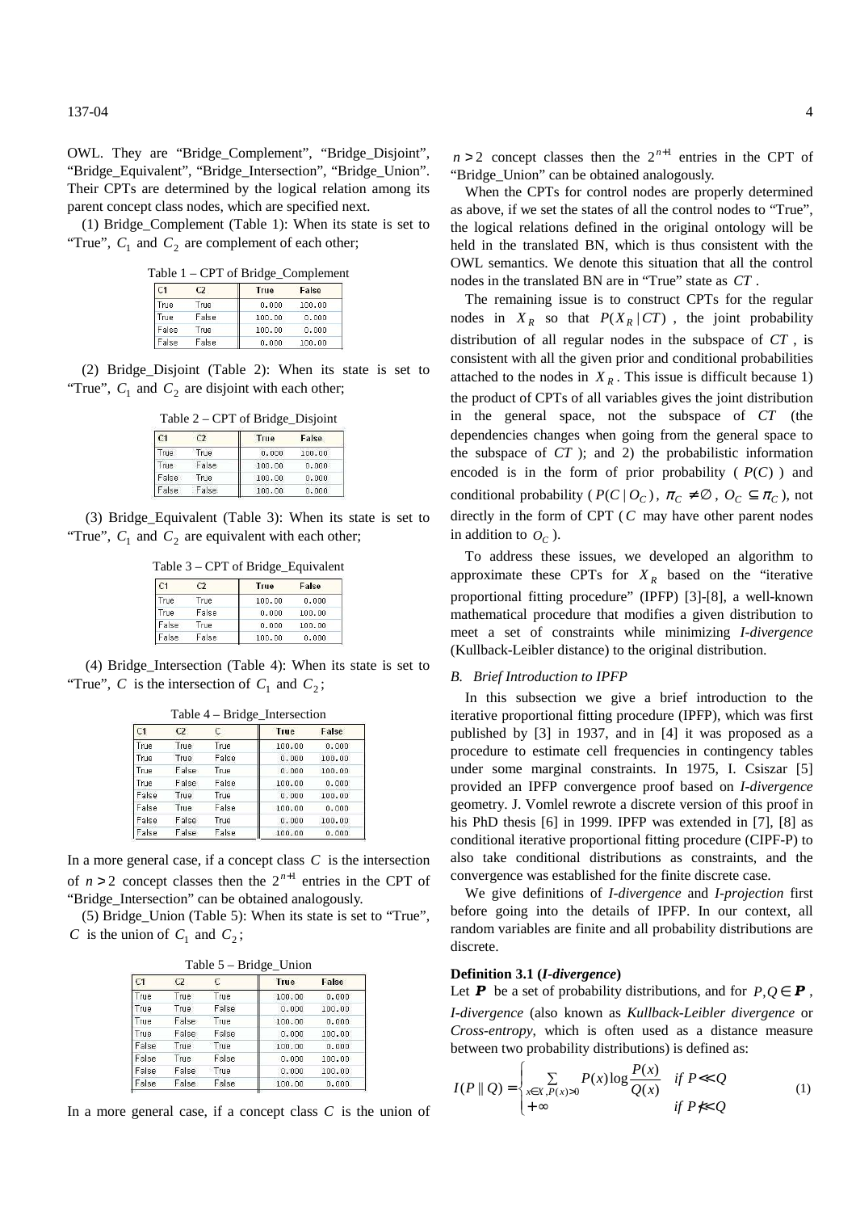OWL. They are "Bridge_Complement", "Bridge_Disjoint", "Bridge_Equivalent", "Bridge_Intersection", "Bridge_Union". Their CPTs are determined by the logical relation among its parent concept class nodes, which are specified next.

(1) Bridge_Complement (Table 1): When its state is set to "True", $C_1$ and $C_2$ are complement of each other;

Table 1 – CPT of Bridge_Complement

| C1 | C2 | True | False |
|---|---|---|---|
| True | True | 0.000 | 100.00 |
| True | False | 100.00 | 0.000 |
| False | True | 100.00 | 0.000 |
| False | False | 0.000 | 100.00 |

(2) Bridge_Disjoint (Table 2): When its state is set to "True", $C_1$ and $C_2$ are disjoint with each other;

Table 2 – CPT of Bridge_Disjoint

| C1 | C2 | True | False |
|---|---|---|---|
| True | True | 0.000 | 100.00 |
| True | False | 100.00 | 0.000 |
| False | True | 100.00 | 0.000 |
| False | False | 100.00 | 0.000 |

(3) Bridge_Equivalent (Table 3): When its state is set to "True", $C_1$ and $C_2$ are equivalent with each other;

Table 3 – CPT of Bridge_Equivalent

| C1 | C2 | True | False |
|---|---|---|---|
| True | True | 100.00 | 0.000 |
| True | False | 0.000 | 100.00 |
| False | True | 0.000 | 100.00 |
| False | False | 100.00 | 0.000 |

(4) Bridge_Intersection (Table 4): When its state is set to "True", $C$ is the intersection of $C_1$ and $C_2$;

Table 4 – Bridge_Intersection

| C1 | C2 | C | True | False |
|---|---|---|---|---|
| True | True | True | 100.00 | 0.000 |
| True | True | False | 0.000 | 100.00 |
| True | False | True | 0.000 | 100.00 |
| True | False | False | 100.00 | 0.000 |
| False | True | True | 0.000 | 100.00 |
| False | True | False | 100.00 | 0.000 |
| False | False | True | 0.000 | 100.00 |
| False | False | False | 100.00 | 0.000 |

In a more general case, if a concept class $C$ is the intersection of $n > 2$ concept classes then the $2^{n+1}$ entries in the CPT of "Bridge_Intersection" can be obtained analogously.

(5) Bridge_Union (Table 5): When its state is set to "True", $C$ is the union of $C_1$ and $C_2$;

Table 5 – Bridge_Union

| C1 | C2 | C | True | False |
|---|---|---|---|---|
| True | True | True | 100.00 | 0.000 |
| True | True | False | 0.000 | 100.00 |
| True | False | True | 100.00 | 0.000 |
| True | False | False | 0.000 | 100.00 |
| False | True | True | 100.00 | 0.000 |
| False | True | False | 0.000 | 100.00 |
| False | False | True | 0.000 | 100.00 |
| False | False | False | 100.00 | 0.000 |

In a more general case, if a concept class $C$ is the union of $n > 2$ concept classes then the $2^{n+1}$ entries in the CPT of "Bridge_Union" can be obtained analogously.

When the CPTs for control nodes are properly determined as above, if we set the states of all the control nodes to "True", the logical relations defined in the original ontology will be held in the translated BN, which is thus consistent with the OWL semantics. We denote this situation that all the control nodes in the translated BN are in "True" state as $CT$.

The remaining issue is to construct CPTs for the regular nodes in $X_R$ so that $P(X_R \mid CT)$, the joint probability distribution of all regular nodes in the subspace of $CT$, is consistent with all the given prior and conditional probabilities attached to the nodes in $X_R$. This issue is difficult because 1) the product of CPTs of all variables gives the joint distribution in the general space, not the subspace of $CT$ (the dependencies changes when going from the general space to the subspace of $CT$); and 2) the probabilistic information encoded is in the form of prior probability ($P(C)$) and conditional probability ($P(C \mid O_C)$, $\pi_C \neq \emptyset$, $O_C \subseteq \pi_C$), not directly in the form of CPT ($C$ may have other parent nodes in addition to $O_C$).

To address these issues, we developed an algorithm to approximate these CPTs for $X_R$ based on the "iterative proportional fitting procedure" (IPFP) [3]-[8], a well-known mathematical procedure that modifies a given distribution to meet a set of constraints while minimizing *I-divergence* (Kullback-Leibler distance) to the original distribution.

### *B. Brief Introduction to IPFP*

In this subsection we give a brief introduction to the iterative proportional fitting procedure (IPFP), which was first published by [3] in 1937, and in [4] it was proposed as a procedure to estimate cell frequencies in contingency tables under some marginal constraints. In 1975, I. Csiszar [5] provided an IPFP convergence proof based on *I-divergence* geometry. J. Vomlel rewrote a discrete version of this proof in his PhD thesis [6] in 1999. IPFP was extended in [7], [8] as conditional iterative proportional fitting procedure (CIPF-P) to also take conditional distributions as constraints, and the convergence was established for the finite discrete case.

We give definitions of *I-divergence* and *I-projection* first before going into the details of IPFP. In our context, all random variables are finite and all probability distributions are discrete.

**Definition 3.1 (*I-divergence*)**
Let $\boldsymbol{P}$ be a set of probability distributions, and for $P, Q \in \boldsymbol{P}$, *I-divergence* (also known as *Kullback-Leibler divergence* or *Cross-entropy*, which is often used as a distance measure between two probability distributions) is defined as:

$$I(P \parallel Q) = \begin{cases} \sum_{x \in X, P(x) > 0} P(x) \log \frac{P(x)}{Q(x)} & \text{if } P \ll Q \\ +\infty & \text{if } P \not\ll Q \end{cases} \quad (1)$$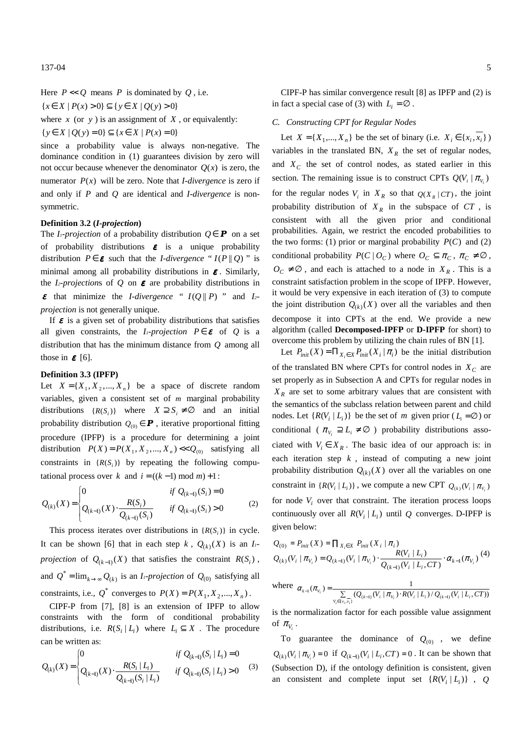Here $P \ll Q$ means $P$ is dominated by $Q$, i.e.

$\{x \in X \mid P(x) > 0\} \subseteq \{y \in X \mid Q(y) > 0\}$

where $x$ (or $y$) is an assignment of $X$, or equivalently:

$\{y \in X \mid Q(y) = 0\} \subseteq \{x \in X \mid P(x) = 0\}$

since a probability value is always non-negative. The dominance condition in (1) guarantees division by zero will not occur because whenever the denominator $Q(x)$ is zero, the numerator $P(x)$ will be zero. Note that *I-divergence* is zero if and only if $P$ and $Q$ are identical and *I-divergence* is non-symmetric.

**Definition 3.2 (*I-projection*)**

The *$I_1$-projection* of a probability distribution $Q \in \boldsymbol{P}$ on a set of probability distributions $\boldsymbol{\varepsilon}$ is a unique probability distribution $P \in \boldsymbol{\varepsilon}$ such that the *I-divergence* "$I(P \| Q)$" is minimal among all probability distributions in $\boldsymbol{\varepsilon}$. Similarly, the *$I_2$-projection*s of $Q$ on $\boldsymbol{\varepsilon}$ are probability distributions in $\boldsymbol{\varepsilon}$ that minimize the *I-divergence* "$I(Q \| P)$" and *$I_2$-projection* is not generally unique.

If $\boldsymbol{\varepsilon}$ is a given set of probability distributions that satisfies all given constraints, the *$I_1$-projection* $P \in \boldsymbol{\varepsilon}$ of $Q$ is a distribution that has the minimum distance from $Q$ among all those in $\boldsymbol{\varepsilon}$ [6].

**Definition 3.3 (IPFP)**

Let $X = \{X_1, X_2, ..., X_n\}$ be a space of discrete random variables, given a consistent set of $m$ marginal probability distributions $\{R(S_i)\}$ where $X \supseteq S_i \neq \varnothing$ and an initial probability distribution $Q_{(0)} \in \boldsymbol{P}$, iterative proportional fitting procedure (IPFP) is a procedure for determining a joint distribution $P(X) = P(X_1, X_2, ..., X_n) \ll Q_{(0)}$ satisfying all constraints in $\{R(S_i)\}$ by repeating the following computational process over $k$ and $i = ((k-1) \bmod m) + 1$:

$$Q_{(k)}(X) = \begin{cases} 0 & \text{if } Q_{(k-1)}(S_i) = 0 \\ Q_{(k-1)}(X) \cdot \dfrac{R(S_i)}{Q_{(k-1)}(S_i)} & \text{if } Q_{(k-1)}(S_i) > 0 \end{cases} \tag{2}$$

This process iterates over distributions in $\{R(S_i)\}$ in cycle. It can be shown [6] that in each step $k$, $Q_{(k)}(X)$ is an *$I_1$-projection* of $Q_{(k-1)}(X)$ that satisfies the constraint $R(S_i)$, and $Q^* = \lim_{k \to \infty} Q_{(k)}$ is an *$I_1$-projection* of $Q_{(0)}$ satisfying all constraints, i.e., $Q^*$ converges to $P(X) = P(X_1, X_2, ..., X_n)$.

CIPF-P from [7], [8] is an extension of IPFP to allow constraints with the form of conditional probability distributions, i.e. $R(S_i \mid L_i)$ where $L_i \subseteq X$. The procedure can be written as:

$$Q_{(k)}(X) = \begin{cases} 0 & \text{if } Q_{(k-1)}(S_i \mid L_i) = 0 \\ Q_{(k-1)}(X) \cdot \dfrac{R(S_i \mid L_i)}{Q_{(k-1)}(S_i \mid L_i)} & \text{if } Q_{(k-1)}(S_i \mid L_i) > 0 \end{cases} \tag{3}$$

CIPF-P has similar convergence result [8] as IPFP and (2) is in fact a special case of (3) with $L_i = \varnothing$.

### C. Constructing CPT for Regular Nodes

Let $X = \{X_1, ..., X_n\}$ be the set of binary (i.e. $X_i \in \{x_i, \overline{x_i}\}$) variables in the translated BN, $X_R$ the set of regular nodes, and $X_C$ the set of control nodes, as stated earlier in this section. The remaining issue is to construct CPTs $Q(V_i \mid \pi_{V_i})$ for the regular nodes $V_i$ in $X_R$ so that $Q(X_R \mid CT)$, the joint probability distribution of $X_R$ in the subspace of $CT$, is consistent with all the given prior and conditional probabilities. Again, we restrict the encoded probabilities to the two forms: (1) prior or marginal probability $P(C)$ and (2) conditional probability $P(C \mid O_C)$ where $O_C \subseteq \pi_C$, $\pi_C \neq \varnothing$, $O_C \neq \varnothing$, and each is attached to a node in $X_R$. This is a constraint satisfaction problem in the scope of IPFP. However, it would be very expensive in each iteration of (3) to compute the joint distribution $Q_{(k)}(X)$ over all the variables and then decompose it into CPTs at the end. We provide a new algorithm (called **Decomposed-IPFP** or **D-IPFP** for short) to overcome this problem by utilizing the chain rules of BN [1].

Let $P_{init}(X) = \prod_{X_i \in X} P_{init}(X_i \mid \pi_i)$ be the initial distribution of the translated BN where CPTs for control nodes in $X_C$ are set properly as in Subsection A and CPTs for regular nodes in $X_R$ are set to some arbitrary values that are consistent with the semantics of the subclass relation between parent and child nodes. Let $\{R(V_i \mid L_i)\}$ be the set of $m$ given prior ($L_i = \varnothing$) or conditional ($\pi_{V_i} \supseteq L_i \neq \varnothing$) probability distributions associated with $V_i \in X_R$. The basic idea of our approach is: in each iteration step $k$, instead of computing a new joint probability distribution $Q_{(k)}(X)$ over all the variables on one constraint in $\{R(V_i \mid L_i)\}$, we compute a new CPT $Q_{(k)}(V_i \mid \pi_{V_i})$ for node $V_i$ over that constraint. The iteration process loops continuously over all $R(V_i \mid L_i)$ until $Q$ converges. D-IPFP is given below:

$$\begin{aligned} Q_{(0)} &= P_{init}(X) = \prod_{X_i \in X} P_{init}(X_i \mid \pi_i) \\ Q_{(k)}(V_i \mid \pi_{V_i}) &= Q_{(k-1)}(V_i \mid \pi_{V_i}) \cdot \frac{R(V_i \mid L_i)}{Q_{(k-1)}(V_i \mid L_i, CT)} \cdot \alpha_{k-1}(\pi_{V_i}) \end{aligned} \tag{4}$$

where $\alpha_{k-1}(\pi_{V_i}) = \dfrac{1}{\sum_{V_i \in \{v_i, \overline{v_i}\}} (Q_{(k-1)}(V_i \mid \pi_{V_i}) \cdot R(V_i \mid L_i) / Q_{(k-1)}(V_i \mid L_i, CT))}$ is the normalization factor for each possible value assignment of $\pi_{V_i}$.

To guarantee the dominance of $Q_{(0)}$, we define $Q_{(k)}(V_i \mid \pi_{V_i}) = 0$ if $Q_{(k-1)}(V_i \mid L_i, CT) = 0$. It can be shown that (Subsection D), if the ontology definition is consistent, given an consistent and complete input set $\{R(V_i \mid L_i)\}$, $Q$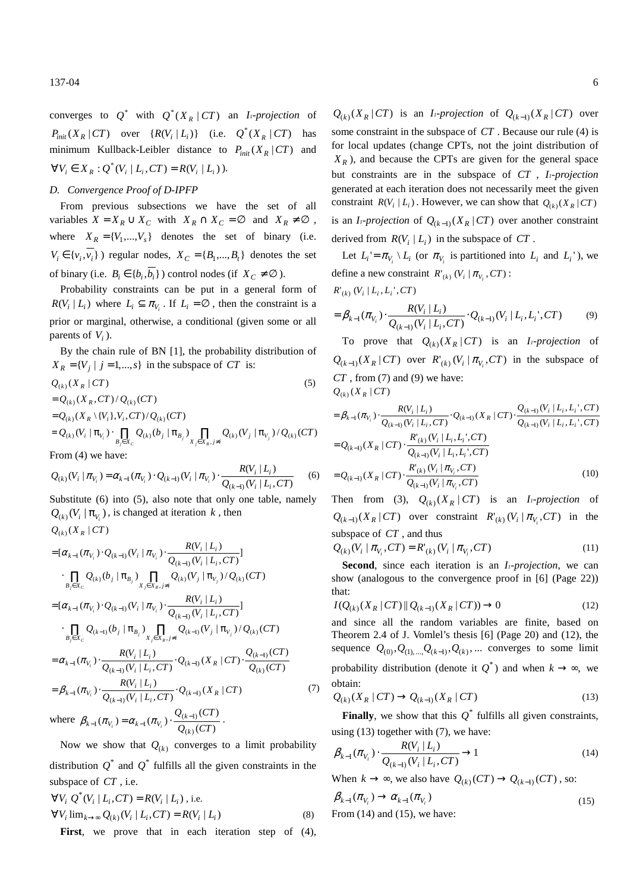converges to $Q^*$ with $Q^*(X_R \mid CT)$ an *I₁-projection* of $P_{init}(X_R \mid CT)$ over $\{R(V_i \mid L_i)\}$ (i.e. $Q^*(X_R \mid CT)$ has minimum Kullback-Leibler distance to $P_{init}(X_R \mid CT)$ and $\forall V_i \in X_R : Q^*(V_i \mid L_i, CT) = R(V_i \mid L_i)$).

### D. Convergence Proof of D-IPFP

From previous subsections we have the set of all variables $X = X_R \cup X_C$ with $X_R \cap X_C = \emptyset$ and $X_R \neq \emptyset$, where $X_R = \{V_1,...,V_s\}$ denotes the set of binary (i.e. $V_i \in \{v_i, \overline{v_i}\}$) regular nodes, $X_C = \{B_1,...,B_t\}$ denotes the set of binary (i.e. $B_i \in \{b_i, \overline{b_i}\}$) control nodes (if $X_C \neq \emptyset$).

Probability constraints can be put in a general form of $R(V_i \mid L_i)$ where $L_i \subseteq \pi_{V_i}$. If $L_i = \emptyset$, then the constraint is a prior or marginal, otherwise, a conditional (given some or all parents of $V_i$).

By the chain rule of BN [1], the probability distribution of $X_R = \{V_j \mid j = 1,...,s\}$ in the subspace of $CT$ is:

$$
\begin{aligned}
& Q_{(k)}(X_R \mid CT) \qquad (5) \\
&= Q_{(k)}(X_R, CT) / Q_{(k)}(CT) \\
&= Q_{(k)}(X_R \setminus \{V_i\}, V_i, CT) / Q_{(k)}(CT) \\
&= Q_{(k)}(V_i \mid \pi_{V_i}) \cdot \prod_{B_j \in X_C} Q_{(k)}(b_j \mid \pi_{B_j}) \prod_{X_j \in X_R, j \neq i} Q_{(k)}(V_j \mid \pi_{V_j}) / Q_{(k)}(CT)
\end{aligned}
$$

From (4) we have:

$$
Q_{(k)}(V_i \mid \pi_{V_i}) = \alpha_{k-1}(\pi_{V_i}) \cdot Q_{(k-1)}(V_i \mid \pi_{V_i}) \cdot \frac{R(V_i \mid L_i)}{Q_{(k-1)}(V_i \mid L_i, CT)} \qquad (6)
$$

Substitute (6) into (5), also note that only one table, namely $Q_{(k)}(V_i \mid \pi_{V_i})$, is changed at iteration $k$, then

$$
\begin{aligned}
& Q_{(k)}(X_R \mid CT) \\
&= [\alpha_{k-1}(\pi_{V_i}) \cdot Q_{(k-1)}(V_i \mid \pi_{V_i}) \cdot \frac{R(V_i \mid L_i)}{Q_{(k-1)}(V_i \mid L_i, CT)}] \\
&\quad \cdot \prod_{B_j \in X_C} Q_{(k)}(b_j \mid \pi_{B_j}) \prod_{X_j \in X_R, j \neq i} Q_{(k)}(V_j \mid \pi_{V_j}) / Q_{(k)}(CT) \\
&= [\alpha_{k-1}(\pi_{V_i}) \cdot Q_{(k-1)}(V_i \mid \pi_{V_i}) \cdot \frac{R(V_i \mid L_i)}{Q_{(k-1)}(V_i \mid L_i, CT)}] \\
&\quad \cdot \prod_{B_j \in X_C} Q_{(k-1)}(b_j \mid \pi_{B_j}) \prod_{X_j \in X_R, j \neq i} Q_{(k-1)}(V_j \mid \pi_{V_j}) / Q_{(k)}(CT) \\
&= \alpha_{k-1}(\pi_{V_i}) \cdot \frac{R(V_i \mid L_i)}{Q_{(k-1)}(V_i \mid L_i, CT)} \cdot Q_{(k-1)}(X_R \mid CT) \cdot \frac{Q_{(k-1)}(CT)}{Q_{(k)}(CT)} \\
&= \beta_{k-1}(\pi_{V_i}) \cdot \frac{R(V_i \mid L_i)}{Q_{(k-1)}(V_i \mid L_i, CT)} \cdot Q_{(k-1)}(X_R \mid CT) \qquad (7)
\end{aligned}
$$

where $\beta_{k-1}(\pi_{V_i}) = \alpha_{k-1}(\pi_{V_i}) \cdot \frac{Q_{(k-1)}(CT)}{Q_{(k)}(CT)}$.

Now we show that $Q_{(k)}$ converges to a limit probability distribution $Q^*$ and $Q^*$ fulfills all the given constraints in the subspace of $CT$, i.e.

$$
\forall V_i \; Q^*(V_i \mid L_i, CT) = R(V_i \mid L_i), \text{ i.e.}
$$
$$
\forall V_i \lim_{k \to \infty} Q_{(k)}(V_i \mid L_i, CT) = R(V_i \mid L_i) \qquad (8)
$$

**First**, we prove that in each iteration step of (4), $Q_{(k)}(X_R \mid CT)$ is an *I₁-projection* of $Q_{(k-1)}(X_R \mid CT)$ over some constraint in the subspace of $CT$. Because our rule (4) is for local updates (change CPTs, not the joint distribution of $X_R$), and because the CPTs are given for the general space but constraints are in the subspace of $CT$, *I₁-projection* generated at each iteration does not necessarily meet the given constraint $R(V_i \mid L_i)$. However, we can show that $Q_{(k)}(X_R \mid CT)$ is an *I₁-projection* of $Q_{(k-1)}(X_R \mid CT)$ over another constraint derived from $R(V_i \mid L_i)$ in the subspace of $CT$.

Let $L_i' = \pi_{V_i} \setminus L_i$ (or $\pi_{V_i}$ is partitioned into $L_i$ and $L_i'$), we define a new constraint $R'_{(k)}(V_i \mid \pi_{V_i}, CT)$:

$$
\begin{aligned}
& R'_{(k)}(V_i \mid L_i, L_i', CT) \\
&= \beta_{k-1}(\pi_{V_i}) \cdot \frac{R(V_i \mid L_i)}{Q_{(k-1)}(V_i \mid L_i, CT)} \cdot Q_{(k-1)}(V_i \mid L_i, L_i', CT) \qquad (9)
\end{aligned}
$$

To prove that $Q_{(k)}(X_R \mid CT)$ is an *I₁-projection* of $Q_{(k-1)}(X_R \mid CT)$ over $R'_{(k)}(V_i \mid \pi_{V_i}, CT)$ in the subspace of $CT$, from (7) and (9) we have:

$$
\begin{aligned}
& Q_{(k)}(X_R \mid CT) \\
&= \beta_{k-1}(\pi_{V_i}) \cdot \frac{R(V_i \mid L_i)}{Q_{(k-1)}(V_i \mid L_i, CT)} \cdot Q_{(k-1)}(X_R \mid CT) \cdot \frac{Q_{(k-1)}(V_i \mid L_i, L_i', CT)}{Q_{(k-1)}(V_i \mid L_i, L_i', CT)} \\
&= Q_{(k-1)}(X_R \mid CT) \cdot \frac{R'_{(k)}(V_i \mid L_i, L_i', CT)}{Q_{(k-1)}(V_i \mid L_i, L_i', CT)} \\
&= Q_{(k-1)}(X_R \mid CT) \cdot \frac{R'_{(k)}(V_i \mid \pi_{V_i}, CT)}{Q_{(k-1)}(V_i \mid \pi_{V_i}, CT)} \qquad (10)
\end{aligned}
$$

Then from (3), $Q_{(k)}(X_R \mid CT)$ is an *I₁-projection* of $Q_{(k-1)}(X_R \mid CT)$ over constraint $R'_{(k)}(V_i \mid \pi_{V_i}, CT)$ in the subspace of $CT$, and thus

$$
Q_{(k)}(V_i \mid \pi_{V_i}, CT) = R'_{(k)}(V_i \mid \pi_{V_i}, CT) \qquad (11)
$$

**Second**, since each iteration is an *I₁-projection*, we can show (analogous to the convergence proof in [6] (Page 22)) that:

$$
I(Q_{(k)}(X_R \mid CT) \,\|\, Q_{(k-1)}(X_R \mid CT)) \to 0 \qquad (12)
$$

and since all the random variables are finite, based on Theorem 2.4 of J. Vomlel's thesis [6] (Page 20) and (12), the sequence $Q_{(0)}, Q_{(1),...,} Q_{(k-1)}, Q_{(k)}, ...$ converges to some limit probability distribution (denote it $Q^*$) and when $k \to \infty$, we obtain:

$$
Q_{(k)}(X_R \mid CT) \to Q_{(k-1)}(X_R \mid CT) \qquad (13)
$$

**Finally**, we show that this $Q^*$ fulfills all given constraints, using (13) together with (7), we have:

$$
\beta_{k-1}(\pi_{V_i}) \cdot \frac{R(V_i \mid L_i)}{Q_{(k-1)}(V_i \mid L_i, CT)} \to 1 \qquad (14)
$$

When $k \to \infty$, we also have $Q_{(k)}(CT) \to Q_{(k-1)}(CT)$, so:

$$
\beta_{k-1}(\pi_{V_i}) \to \alpha_{k-1}(\pi_{V_i}) \qquad (15)
$$

From (14) and (15), we have: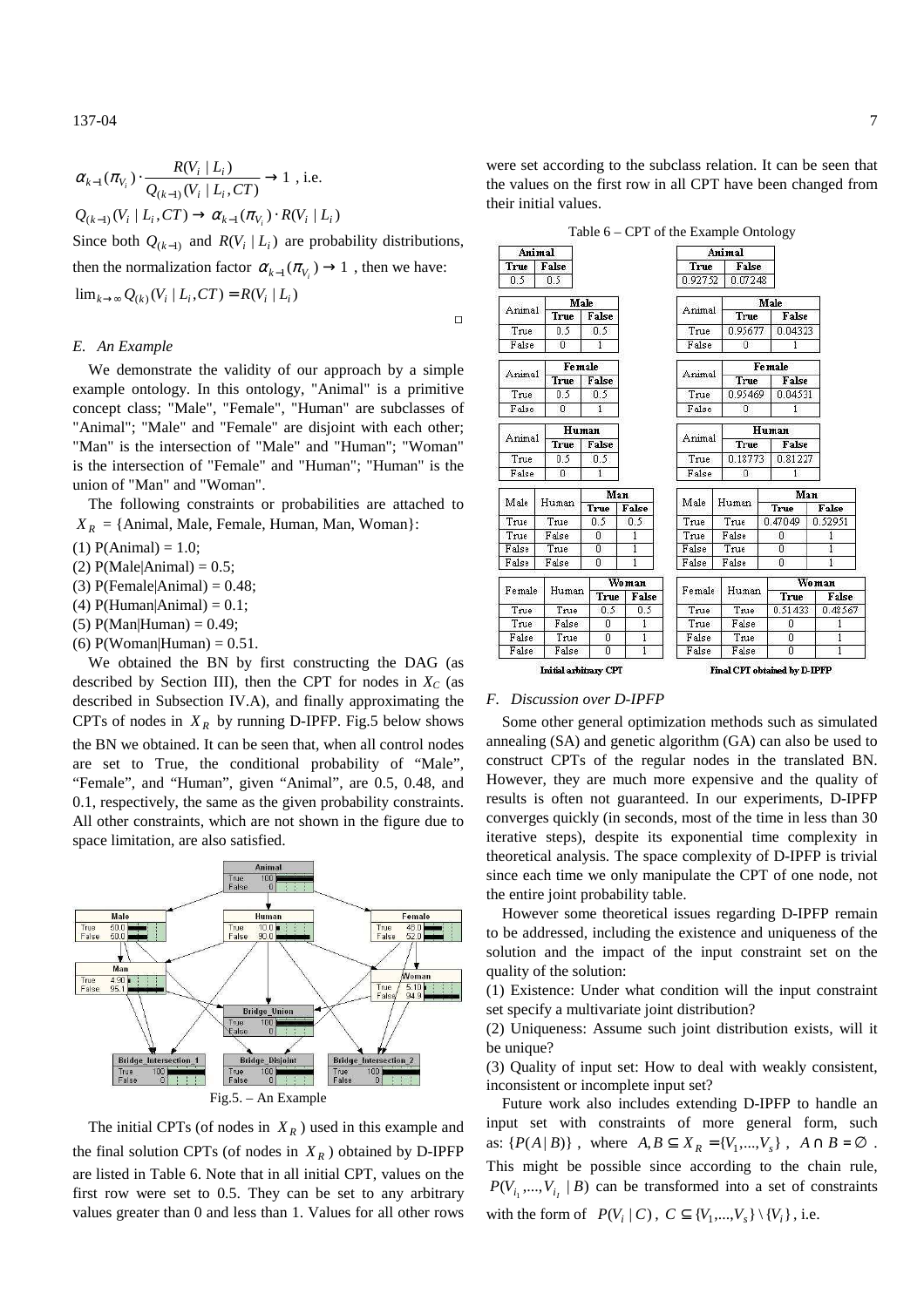$$\alpha_{k-1}(\pi_{V_i}) \cdot \frac{R(V_i \mid L_i)}{Q_{(k-1)}(V_i \mid L_i, CT)} \to 1 \text{ , i.e.}$$

$$Q_{(k-1)}(V_i \mid L_i, CT) \to \alpha_{k-1}(\pi_{V_i}) \cdot R(V_i \mid L_i)$$

Since both $Q_{(k-1)}$ and $R(V_i \mid L_i)$ are probability distributions, then the normalization factor $\alpha_{k-1}(\pi_{V_i}) \to 1$ , then we have:

$\lim_{k\to\infty} Q_{(k)}(V_i \mid L_i, CT) = R(V_i \mid L_i)$

□

### *E. An Example*

We demonstrate the validity of our approach by a simple example ontology. In this ontology, "Animal" is a primitive concept class; "Male", "Female", "Human" are subclasses of "Animal"; "Male" and "Female" are disjoint with each other; "Man" is the intersection of "Male" and "Human"; "Woman" is the intersection of "Female" and "Human"; "Human" is the union of "Man" and "Woman".

The following constraints or probabilities are attached to $X_R$ = {Animal, Male, Female, Human, Man, Woman}:

(1) P(Animal) = 1.0;
(2) P(Male|Animal) = 0.5;
(3) P(Female|Animal) = 0.48;
(4) P(Human|Animal) = 0.1;
(5) P(Man|Human) = 0.49;
(6) P(Woman|Human) = 0.51.

We obtained the BN by first constructing the DAG (as described by Section III), then the CPT for nodes in $X_C$ (as described in Subsection IV.A), and finally approximating the CPTs of nodes in $X_R$ by running D-IPFP. Fig.5 below shows the BN we obtained. It can be seen that, when all control nodes are set to True, the conditional probability of "Male", "Female", and "Human", given "Animal", are 0.5, 0.48, and 0.1, respectively, the same as the given probability constraints. All other constraints, which are not shown in the figure due to space limitation, are also satisfied.

Animal
True 100
False 0
Male
True 50.0
False 50.0
Human
True 10.0
False 90.0
Female
True 48.0
False 52.0
Man
True 4.90
False 95.1
Woman
True 5.10
False 94.9
Bridge_Union
True 100
False 0
Bridge_Intersection_1
True 100
False 0
Bridge_Disjoint
True 100
False 0
Bridge_Intersection_2
True 100
False 0

Fig.5. – An Example

The initial CPTs (of nodes in $X_R$) used in this example and the final solution CPTs (of nodes in $X_R$) obtained by D-IPFP are listed in Table 6. Note that in all initial CPT, values on the first row were set to 0.5. They can be set to any arbitrary values greater than 0 and less than 1. Values for all other rows were set according to the subclass relation. It can be seen that the values on the first row in all CPT have been changed from their initial values.

Table 6 – CPT of the Example Ontology

**Initial arbitrary CPT**

| Animal True | Animal False |
|---|---|
| 0.5 | 0.5 |

| Animal | Male True | Male False |
|---|---|---|
| True | 0.5 | 0.5 |
| False | 0 | 1 |

| Animal | Female True | Female False |
|---|---|---|
| True | 0.5 | 0.5 |
| False | 0 | 1 |

| Animal | Human True | Human False |
|---|---|---|
| True | 0.5 | 0.5 |
| False | 0 | 1 |

| Male | Human | Man True | Man False |
|---|---|---|---|
| True | True | 0.5 | 0.5 |
| True | False | 0 | 1 |
| False | True | 0 | 1 |
| False | False | 0 | 1 |

| Female | Human | Woman True | Woman False |
|---|---|---|---|
| True | True | 0.5 | 0.5 |
| True | False | 0 | 1 |
| False | True | 0 | 1 |
| False | False | 0 | 1 |

**Final CPT obtained by D-IPFP**

| Animal True | Animal False |
|---|---|
| 0.92752 | 0.07248 |

| Animal | Male True | Male False |
|---|---|---|
| True | 0.95677 | 0.04323 |
| False | 0 | 1 |

| Animal | Female True | Female False |
|---|---|---|
| True | 0.95469 | 0.04531 |
| False | 0 | 1 |

| Animal | Human True | Human False |
|---|---|---|
| True | 0.18773 | 0.81227 |
| False | 0 | 1 |

| Male | Human | Man True | Man False |
|---|---|---|---|
| True | True | 0.47049 | 0.52951 |
| True | False | 0 | 1 |
| False | True | 0 | 1 |
| False | False | 0 | 1 |

| Female | Human | Woman True | Woman False |
|---|---|---|---|
| True | True | 0.51433 | 0.48567 |
| True | False | 0 | 1 |
| False | True | 0 | 1 |
| False | False | 0 | 1 |

### *F. Discussion over D-IPFP*

Some other general optimization methods such as simulated annealing (SA) and genetic algorithm (GA) can also be used to construct CPTs of the regular nodes in the translated BN. However, they are much more expensive and the quality of results is often not guaranteed. In our experiments, D-IPFP converges quickly (in seconds, most of the time in less than 30 iterative steps), despite its exponential time complexity in theoretical analysis. The space complexity of D-IPFP is trivial since each time we only manipulate the CPT of one node, not the entire joint probability table.

However some theoretical issues regarding D-IPFP remain to be addressed, including the existence and uniqueness of the solution and the impact of the input constraint set on the quality of the solution:

(1) Existence: Under what condition will the input constraint set specify a multivariate joint distribution?

(2) Uniqueness: Assume such joint distribution exists, will it be unique?

(3) Quality of input set: How to deal with weakly consistent, inconsistent or incomplete input set?

Future work also includes extending D-IPFP to handle an input set with constraints of more general form, such as: $\{P(A \mid B)\}$ , where $A, B \subseteq X_R = \{V_1, ..., V_s\}$ , $A \cap B = \emptyset$ . This might be possible since according to the chain rule, $P(V_{i_1}, ..., V_{i_l} \mid B)$ can be transformed into a set of constraints with the form of $P(V_i \mid C)$ , $C \subseteq \{V_1, ..., V_s\} \setminus \{V_i\}$ , i.e.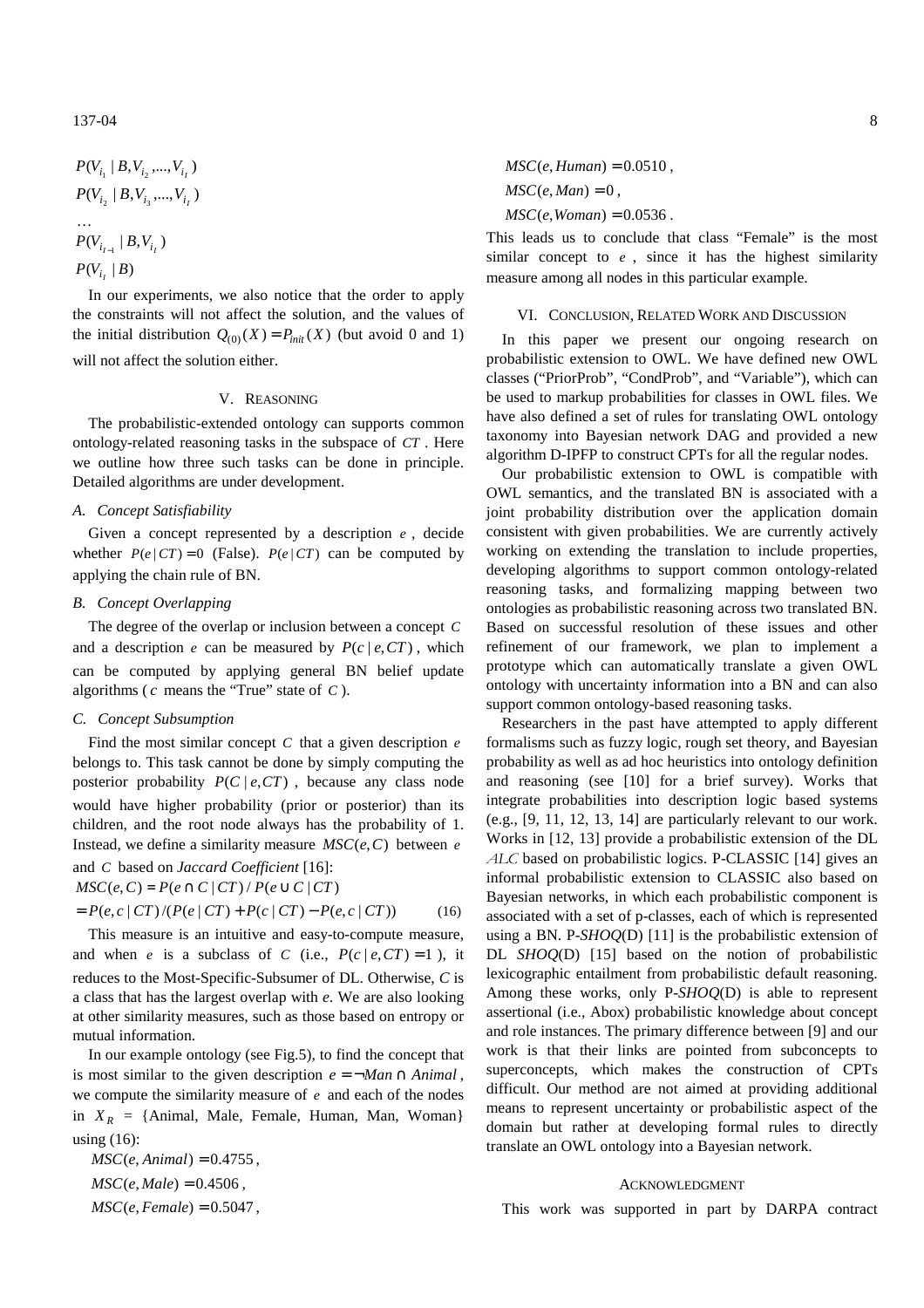$P(V_{i_1} \mid B, V_{i_2}, ..., V_{i_I})$

$P(V_{i_2} \mid B, V_{i_3}, ..., V_{i_I})$

…

$P(V_{i_{I-1}} \mid B, V_{i_I})$

$P(V_{i_I} \mid B)$

In our experiments, we also notice that the order to apply the constraints will not affect the solution, and the values of the initial distribution $Q_{(0)}(X) = P_{init}(X)$ (but avoid 0 and 1) will not affect the solution either.

## V. Reasoning

The probabilistic-extended ontology can supports common ontology-related reasoning tasks in the subspace of $CT$. Here we outline how three such tasks can be done in principle. Detailed algorithms are under development.

### A. Concept Satisfiability

Given a concept represented by a description $e$, decide whether $P(e \mid CT) = 0$ (False). $P(e \mid CT)$ can be computed by applying the chain rule of BN.

### B. Concept Overlapping

The degree of the overlap or inclusion between a concept $C$ and a description $e$ can be measured by $P(c \mid e, CT)$, which can be computed by applying general BN belief update algorithms ($c$ means the "True" state of $C$).

### C. Concept Subsumption

Find the most similar concept $C$ that a given description $e$ belongs to. This task cannot be done by simply computing the posterior probability $P(C \mid e, CT)$, because any class node would have higher probability (prior or posterior) than its children, and the root node always has the probability of 1. Instead, we define a similarity measure $MSC(e, C)$ between $e$ and $C$ based on *Jaccard Coefficient* [16]:

$$MSC(e, C) = P(e \cap C \mid CT) / P(e \cup C \mid CT)$$
$$= P(e, c \mid CT) / (P(e \mid CT) + P(c \mid CT) - P(e, c \mid CT)) \qquad (16)$$

This measure is an intuitive and easy-to-compute measure, and when $e$ is a subclass of $C$ (i.e., $P(c \mid e, CT) = 1$), it reduces to the Most-Specific-Subsumer of DL. Otherwise, $C$ is a class that has the largest overlap with $e$. We are also looking at other similarity measures, such as those based on entropy or mutual information.

In our example ontology (see Fig.5), to find the concept that is most similar to the given description $e = \neg Man \cap Animal$, we compute the similarity measure of $e$ and each of the nodes in $X_R$ = {Animal, Male, Female, Human, Man, Woman} using (16):

$MSC(e, Animal) = 0.4755$,

$MSC(e, Male) = 0.4506$,

$MSC(e, Female) = 0.5047$,

$MSC(e, Human) = 0.0510$,

$MSC(e, Man) = 0$,

$MSC(e, Woman) = 0.0536$.

This leads us to conclude that class "Female" is the most similar concept to $e$, since it has the highest similarity measure among all nodes in this particular example.

## VI. Conclusion, Related Work and Discussion

In this paper we present our ongoing research on probabilistic extension to OWL. We have defined new OWL classes ("PriorProb", "CondProb", and "Variable"), which can be used to markup probabilities for classes in OWL files. We have also defined a set of rules for translating OWL ontology taxonomy into Bayesian network DAG and provided a new algorithm D-IPFP to construct CPTs for all the regular nodes.

Our probabilistic extension to OWL is compatible with OWL semantics, and the translated BN is associated with a joint probability distribution over the application domain consistent with given probabilities. We are currently actively working on extending the translation to include properties, developing algorithms to support common ontology-related reasoning tasks, and formalizing mapping between two ontologies as probabilistic reasoning across two translated BN. Based on successful resolution of these issues and other refinement of our framework, we plan to implement a prototype which can automatically translate a given OWL ontology with uncertainty information into a BN and can also support common ontology-based reasoning tasks.

Researchers in the past have attempted to apply different formalisms such as fuzzy logic, rough set theory, and Bayesian probability as well as ad hoc heuristics into ontology definition and reasoning (see [10] for a brief survey). Works that integrate probabilities into description logic based systems (e.g., [9, 11, 12, 13, 14] are particularly relevant to our work. Works in [12, 13] provide a probabilistic extension of the DL *ALC* based on probabilistic logics. P-CLASSIC [14] gives an informal probabilistic extension to CLASSIC also based on Bayesian networks, in which each probabilistic component is associated with a set of p-classes, each of which is represented using a BN. P-*SHOQ*(D) [11] is the probabilistic extension of DL *SHOQ*(D) [15] based on the notion of probabilistic lexicographic entailment from probabilistic default reasoning. Among these works, only P-*SHOQ*(D) is able to represent assertional (i.e., Abox) probabilistic knowledge about concept and role instances. The primary difference between [9] and our work is that their links are pointed from subconcepts to superconcepts, which makes the construction of CPTs difficult. Our method are not aimed at providing additional means to represent uncertainty or probabilistic aspect of the domain but rather at developing formal rules to directly translate an OWL ontology into a Bayesian network.

## Acknowledgment

This work was supported in part by DARPA contract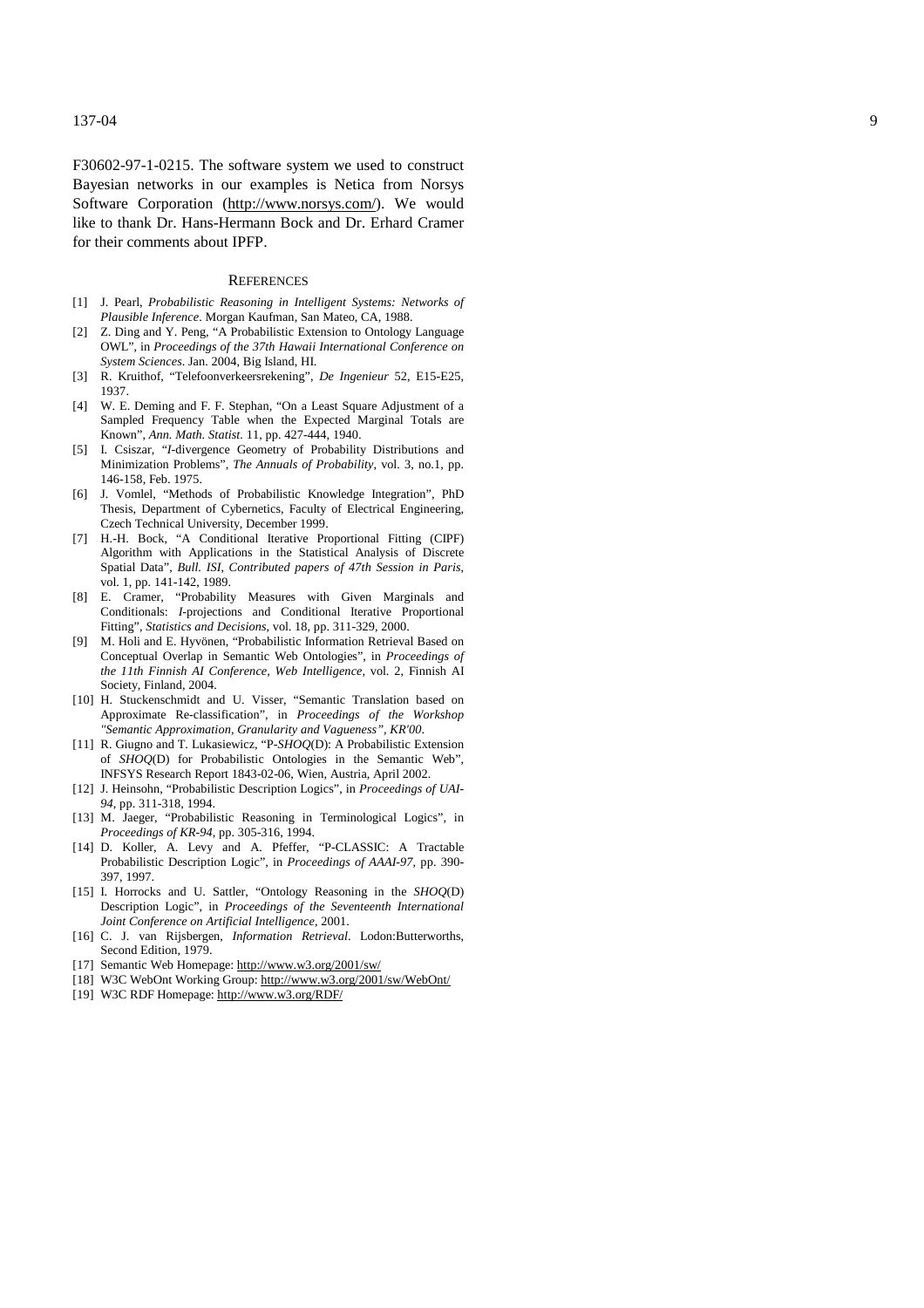F30602-97-1-0215. The software system we used to construct Bayesian networks in our examples is Netica from Norsys Software Corporation (http://www.norsys.com/). We would like to thank Dr. Hans-Hermann Bock and Dr. Erhard Cramer for their comments about IPFP.

## REFERENCES

[1] J. Pearl, *Probabilistic Reasoning in Intelligent Systems: Networks of Plausible Inference*. Morgan Kaufman, San Mateo, CA, 1988.

[2] Z. Ding and Y. Peng, "A Probabilistic Extension to Ontology Language OWL", in *Proceedings of the 37th Hawaii International Conference on System Sciences*. Jan. 2004, Big Island, HI.

[3] R. Kruithof, "Telefoonverkeersrekening", *De Ingenieur* 52, E15-E25, 1937.

[4] W. E. Deming and F. F. Stephan, "On a Least Square Adjustment of a Sampled Frequency Table when the Expected Marginal Totals are Known", *Ann. Math. Statist*. 11, pp. 427-444, 1940.

[5] I. Csiszar, "*I*-divergence Geometry of Probability Distributions and Minimization Problems", *The Annuals of Probability*, vol. 3, no.1, pp. 146-158, Feb. 1975.

[6] J. Vomlel, "Methods of Probabilistic Knowledge Integration", PhD Thesis, Department of Cybernetics, Faculty of Electrical Engineering, Czech Technical University, December 1999.

[7] H.-H. Bock, "A Conditional Iterative Proportional Fitting (CIPF) Algorithm with Applications in the Statistical Analysis of Discrete Spatial Data", *Bull. ISI, Contributed papers of 47th Session in Paris*, vol. 1, pp. 141-142, 1989.

[8] E. Cramer, "Probability Measures with Given Marginals and Conditionals: *I*-projections and Conditional Iterative Proportional Fitting", *Statistics and Decisions*, vol. 18, pp. 311-329, 2000.

[9] M. Holi and E. Hyvönen, "Probabilistic Information Retrieval Based on Conceptual Overlap in Semantic Web Ontologies", in *Proceedings of the 11th Finnish AI Conference, Web Intelligence*, vol. 2, Finnish AI Society, Finland, 2004.

[10] H. Stuckenschmidt and U. Visser, "Semantic Translation based on Approximate Re-classification", in *Proceedings of the Workshop "Semantic Approximation, Granularity and Vagueness", KR'00*.

[11] R. Giugno and T. Lukasiewicz, "P-*SHOQ*(D): A Probabilistic Extension of *SHOQ*(D) for Probabilistic Ontologies in the Semantic Web", INFSYS Research Report 1843-02-06, Wien, Austria, April 2002.

[12] J. Heinsohn, "Probabilistic Description Logics", in *Proceedings of UAI-94*, pp. 311-318, 1994.

[13] M. Jaeger, "Probabilistic Reasoning in Terminological Logics", in *Proceedings of KR-94*, pp. 305-316, 1994.

[14] D. Koller, A. Levy and A. Pfeffer, "P-CLASSIC: A Tractable Probabilistic Description Logic", in *Proceedings of AAAI-97*, pp. 390-397, 1997.

[15] I. Horrocks and U. Sattler, "Ontology Reasoning in the *SHOQ*(D) Description Logic", in *Proceedings of the Seventeenth International Joint Conference on Artificial Intelligence*, 2001.

[16] C. J. van Rijsbergen, *Information Retrieval*. Lodon:Butterworths, Second Edition, 1979.

[17] Semantic Web Homepage: http://www.w3.org/2001/sw/

[18] W3C WebOnt Working Group: http://www.w3.org/2001/sw/WebOnt/

[19] W3C RDF Homepage: http://www.w3.org/RDF/